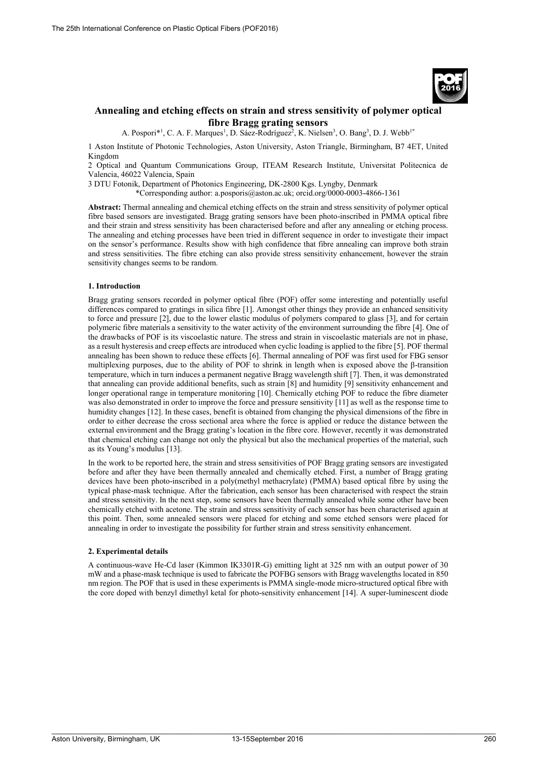# Annealing and etching effects on strain and stress sensitivity of polymer optical fibre Bragg grating sensors

A. Pospori*[1], C. A. F. Marques[1], D. Sáez-Rodríguez[2], K. Nielsen[3], O. Bang[3], D. J. Webb[1*]

1 Aston Institute of Photonic Technologies, Aston University, Aston Triangle, Birmingham, B7 4ET, United Kingdom

2 Optical and Quantum Communications Group, ITEAM Research Institute, Universitat Politecnica de Valencia, 46022 Valencia, Spain

3 DTU Fotonik, Department of Photonics Engineering, DK-2800 Kgs. Lyngby, Denmark

*Corresponding author: a.posporis@aston.ac.uk; orcid.org/0000-0003-4866-1361

**Abstract:** Thermal annealing and chemical etching effects on the strain and stress sensitivity of polymer optical fibre based sensors are investigated. Bragg grating sensors have been photo-inscribed in PMMA optical fibre and their strain and stress sensitivity has been characterised before and after any annealing or etching process. The annealing and etching processes have been tried in different sequence in order to investigate their impact on the sensor's performance. Results show with high confidence that fibre annealing can improve both strain and stress sensitivities. The fibre etching can also provide stress sensitivity enhancement, however the strain sensitivity changes seems to be random.

## 1. Introduction

Bragg grating sensors recorded in polymer optical fibre (POF) offer some interesting and potentially useful differences compared to gratings in silica fibre [1]. Amongst other things they provide an enhanced sensitivity to force and pressure [2], due to the lower elastic modulus of polymers compared to glass [3], and for certain polymeric fibre materials a sensitivity to the water activity of the environment surrounding the fibre [4]. One of the drawbacks of POF is its viscoelastic nature. The stress and strain in viscoelastic materials are not in phase, as a result hysteresis and creep effects are introduced when cyclic loading is applied to the fibre [5]. POF thermal annealing has been shown to reduce these effects [6]. Thermal annealing of POF was first used for FBG sensor multiplexing purposes, due to the ability of POF to shrink in length when is exposed above the β-transition temperature, which in turn induces a permanent negative Bragg wavelength shift [7]. Then, it was demonstrated that annealing can provide additional benefits, such as strain [8] and humidity [9] sensitivity enhancement and longer operational range in temperature monitoring [10]. Chemically etching POF to reduce the fibre diameter was also demonstrated in order to improve the force and pressure sensitivity [11] as well as the response time to humidity changes [12]. In these cases, benefit is obtained from changing the physical dimensions of the fibre in order to either decrease the cross sectional area where the force is applied or reduce the distance between the external environment and the Bragg grating's location in the fibre core. However, recently it was demonstrated that chemical etching can change not only the physical but also the mechanical properties of the material, such as its Young's modulus [13].

In the work to be reported here, the strain and stress sensitivities of POF Bragg grating sensors are investigated before and after they have been thermally annealed and chemically etched. First, a number of Bragg grating devices have been photo-inscribed in a poly(methyl methacrylate) (PMMA) based optical fibre by using the typical phase-mask technique. After the fabrication, each sensor has been characterised with respect the strain and stress sensitivity. In the next step, some sensors have been thermally annealed while some other have been chemically etched with acetone. The strain and stress sensitivity of each sensor has been characterised again at this point. Then, some annealed sensors were placed for etching and some etched sensors were placed for annealing in order to investigate the possibility for further strain and stress sensitivity enhancement.

## 2. Experimental details

A continuous-wave He-Cd laser (Kimmon IK3301R-G) emitting light at 325 nm with an output power of 30 mW and a phase-mask technique is used to fabricate the POFBG sensors with Bragg wavelengths located in 850 nm region. The POF that is used in these experiments is PMMA single-mode micro-structured optical fibre with the core doped with benzyl dimethyl ketal for photo-sensitivity enhancement [14]. A super-luminescent diode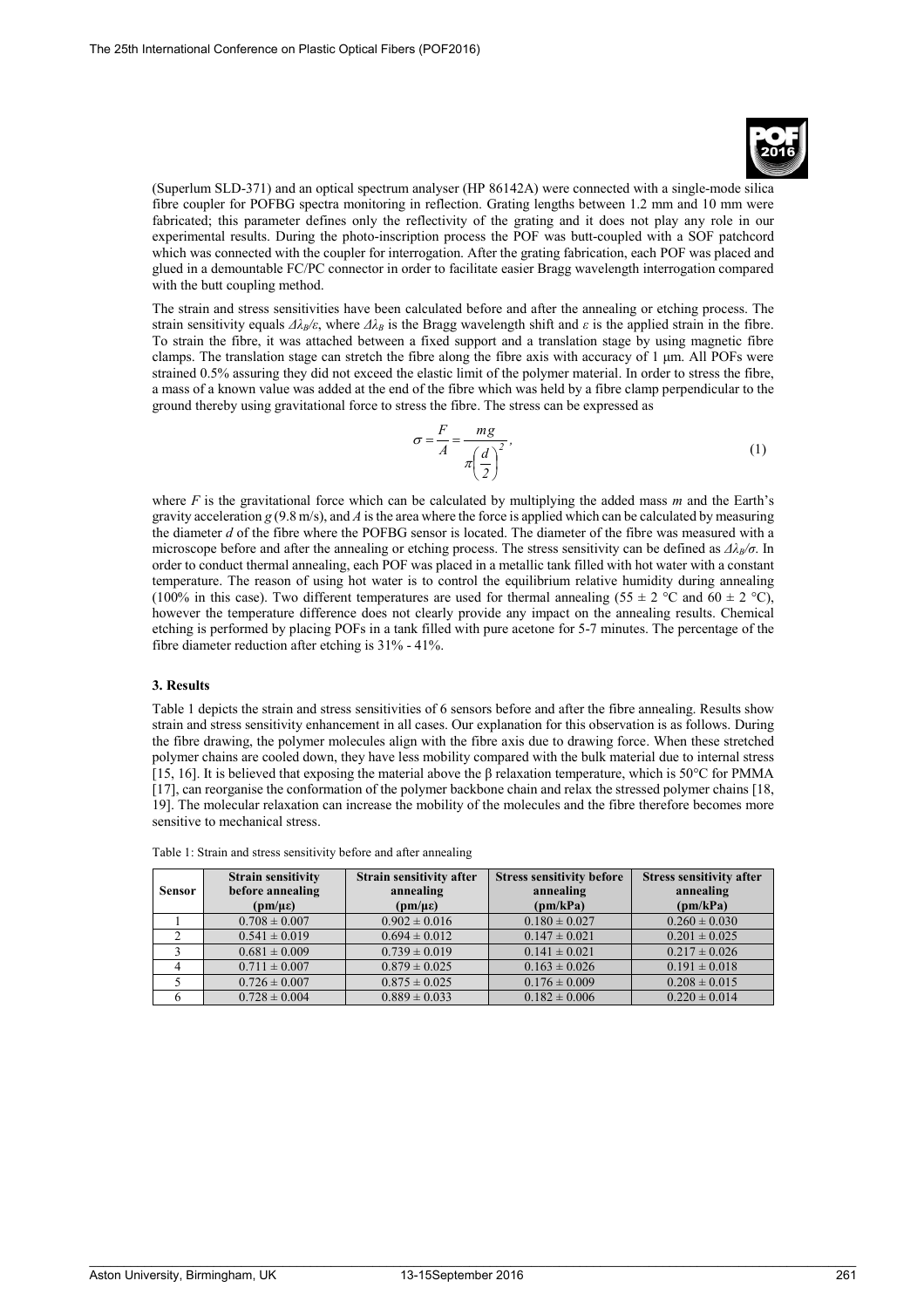(Superlum SLD-371) and an optical spectrum analyser (HP 86142A) were connected with a single-mode silica fibre coupler for POFBG spectra monitoring in reflection. Grating lengths between 1.2 mm and 10 mm were fabricated; this parameter defines only the reflectivity of the grating and it does not play any role in our experimental results. During the photo-inscription process the POF was butt-coupled with a SOF patchcord which was connected with the coupler for interrogation. After the grating fabrication, each POF was placed and glued in a demountable FC/PC connector in order to facilitate easier Bragg wavelength interrogation compared with the butt coupling method.

The strain and stress sensitivities have been calculated before and after the annealing or etching process. The strain sensitivity equals $\Delta\lambda_B/\varepsilon$, where $\Delta\lambda_B$ is the Bragg wavelength shift and $\varepsilon$ is the applied strain in the fibre. To strain the fibre, it was attached between a fixed support and a translation stage by using magnetic fibre clamps. The translation stage can stretch the fibre along the fibre axis with accuracy of 1 μm. All POFs were strained 0.5% assuring they did not exceed the elastic limit of the polymer material. In order to stress the fibre, a mass of a known value was added at the end of the fibre which was held by a fibre clamp perpendicular to the ground thereby using gravitational force to stress the fibre. The stress can be expressed as

$$\sigma = \frac{F}{A} = \frac{mg}{\pi\left(\frac{d}{2}\right)^2}, \tag{1}$$

where $F$ is the gravitational force which can be calculated by multiplying the added mass $m$ and the Earth's gravity acceleration $g$ (9.8 m/s), and $A$ is the area where the force is applied which can be calculated by measuring the diameter $d$ of the fibre where the POFBG sensor is located. The diameter of the fibre was measured with a microscope before and after the annealing or etching process. The stress sensitivity can be defined as $\Delta\lambda_B/\sigma$. In order to conduct thermal annealing, each POF was placed in a metallic tank filled with hot water with a constant temperature. The reason of using hot water is to control the equilibrium relative humidity during annealing (100% in this case). Two different temperatures are used for thermal annealing (55 ± 2 °C and 60 ± 2 °C), however the temperature difference does not clearly provide any impact on the annealing results. Chemical etching is performed by placing POFs in a tank filled with pure acetone for 5-7 minutes. The percentage of the fibre diameter reduction after etching is 31% - 41%.

### 3. Results

Table 1 depicts the strain and stress sensitivities of 6 sensors before and after the fibre annealing. Results show strain and stress sensitivity enhancement in all cases. Our explanation for this observation is as follows. During the fibre drawing, the polymer molecules align with the fibre axis due to drawing force. When these stretched polymer chains are cooled down, they have less mobility compared with the bulk material due to internal stress [15, 16]. It is believed that exposing the material above the β relaxation temperature, which is 50°C for PMMA [17], can reorganise the conformation of the polymer backbone chain and relax the stressed polymer chains [18, 19]. The molecular relaxation can increase the mobility of the molecules and the fibre therefore becomes more sensitive to mechanical stress.

Table 1: Strain and stress sensitivity before and after annealing

| Sensor | Strain sensitivity before annealing (pm/με) | Strain sensitivity after annealing (pm/με) | Stress sensitivity before annealing (pm/kPa) | Stress sensitivity after annealing (pm/kPa) |
|---|---|---|---|---|
| 1 | 0.708 ± 0.007 | 0.902 ± 0.016 | 0.180 ± 0.027 | 0.260 ± 0.030 |
| 2 | 0.541 ± 0.019 | 0.694 ± 0.012 | 0.147 ± 0.021 | 0.201 ± 0.025 |
| 3 | 0.681 ± 0.009 | 0.739 ± 0.019 | 0.141 ± 0.021 | 0.217 ± 0.026 |
| 4 | 0.711 ± 0.007 | 0.879 ± 0.025 | 0.163 ± 0.026 | 0.191 ± 0.018 |
| 5 | 0.726 ± 0.007 | 0.875 ± 0.025 | 0.176 ± 0.009 | 0.208 ± 0.015 |
| 6 | 0.728 ± 0.004 | 0.889 ± 0.033 | 0.182 ± 0.006 | 0.220 ± 0.014 |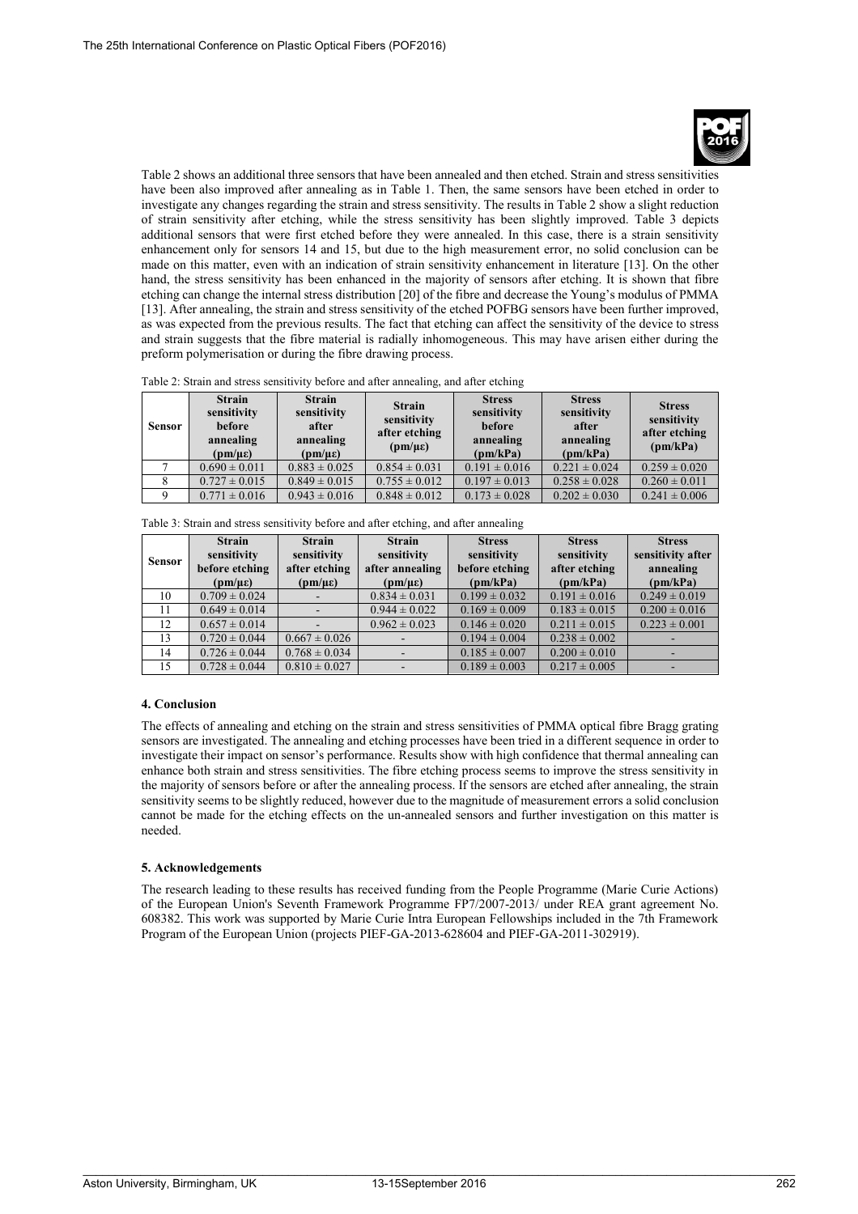Table 2 shows an additional three sensors that have been annealed and then etched. Strain and stress sensitivities have been also improved after annealing as in Table 1. Then, the same sensors have been etched in order to investigate any changes regarding the strain and stress sensitivity. The results in Table 2 show a slight reduction of strain sensitivity after etching, while the stress sensitivity has been slightly improved. Table 3 depicts additional sensors that were first etched before they were annealed. In this case, there is a strain sensitivity enhancement only for sensors 14 and 15, but due to the high measurement error, no solid conclusion can be made on this matter, even with an indication of strain sensitivity enhancement in literature [13]. On the other hand, the stress sensitivity has been enhanced in the majority of sensors after etching. It is shown that fibre etching can change the internal stress distribution [20] of the fibre and decrease the Young's modulus of PMMA [13]. After annealing, the strain and stress sensitivity of the etched POFBG sensors have been further improved, as was expected from the previous results. The fact that etching can affect the sensitivity of the device to stress and strain suggests that the fibre material is radially inhomogeneous. This may have arisen either during the preform polymerisation or during the fibre drawing process.

Table 2: Strain and stress sensitivity before and after annealing, and after etching

| Sensor | Strain sensitivity before annealing (pm/με) | Strain sensitivity after annealing (pm/με) | Strain sensitivity after etching (pm/με) | Stress sensitivity before annealing (pm/kPa) | Stress sensitivity after annealing (pm/kPa) | Stress sensitivity after etching (pm/kPa) |
|---|---|---|---|---|---|---|
| 7 | 0.690 ± 0.011 | 0.883 ± 0.025 | 0.854 ± 0.031 | 0.191 ± 0.016 | 0.221 ± 0.024 | 0.259 ± 0.020 |
| 8 | 0.727 ± 0.015 | 0.849 ± 0.015 | 0.755 ± 0.012 | 0.197 ± 0.013 | 0.258 ± 0.028 | 0.260 ± 0.011 |
| 9 | 0.771 ± 0.016 | 0.943 ± 0.016 | 0.848 ± 0.012 | 0.173 ± 0.028 | 0.202 ± 0.030 | 0.241 ± 0.006 |

Table 3: Strain and stress sensitivity before and after etching, and after annealing

| Sensor | Strain sensitivity before etching (pm/με) | Strain sensitivity after etching (pm/με) | Strain sensitivity after annealing (pm/με) | Stress sensitivity before etching (pm/kPa) | Stress sensitivity after etching (pm/kPa) | Stress sensitivity after annealing (pm/kPa) |
|---|---|---|---|---|---|---|
| 10 | 0.709 ± 0.024 | - | 0.834 ± 0.031 | 0.199 ± 0.032 | 0.191 ± 0.016 | 0.249 ± 0.019 |
| 11 | 0.649 ± 0.014 | - | 0.944 ± 0.022 | 0.169 ± 0.009 | 0.183 ± 0.015 | 0.200 ± 0.016 |
| 12 | 0.657 ± 0.014 | - | 0.962 ± 0.023 | 0.146 ± 0.020 | 0.211 ± 0.015 | 0.223 ± 0.001 |
| 13 | 0.720 ± 0.044 | 0.667 ± 0.026 | - | 0.194 ± 0.004 | 0.238 ± 0.002 | - |
| 14 | 0.726 ± 0.044 | 0.768 ± 0.034 | - | 0.185 ± 0.007 | 0.200 ± 0.010 | - |
| 15 | 0.728 ± 0.044 | 0.810 ± 0.027 | - | 0.189 ± 0.003 | 0.217 ± 0.005 | - |

## 4. Conclusion

The effects of annealing and etching on the strain and stress sensitivities of PMMA optical fibre Bragg grating sensors are investigated. The annealing and etching processes have been tried in a different sequence in order to investigate their impact on sensor's performance. Results show with high confidence that thermal annealing can enhance both strain and stress sensitivities. The fibre etching process seems to improve the stress sensitivity in the majority of sensors before or after the annealing process. If the sensors are etched after annealing, the strain sensitivity seems to be slightly reduced, however due to the magnitude of measurement errors a solid conclusion cannot be made for the etching effects on the un-annealed sensors and further investigation on this matter is needed.

## 5. Acknowledgements

The research leading to these results has received funding from the People Programme (Marie Curie Actions) of the European Union's Seventh Framework Programme FP7/2007-2013/ under REA grant agreement No. 608382. This work was supported by Marie Curie Intra European Fellowships included in the 7th Framework Program of the European Union (projects PIEF-GA-2013-628604 and PIEF-GA-2011-302919).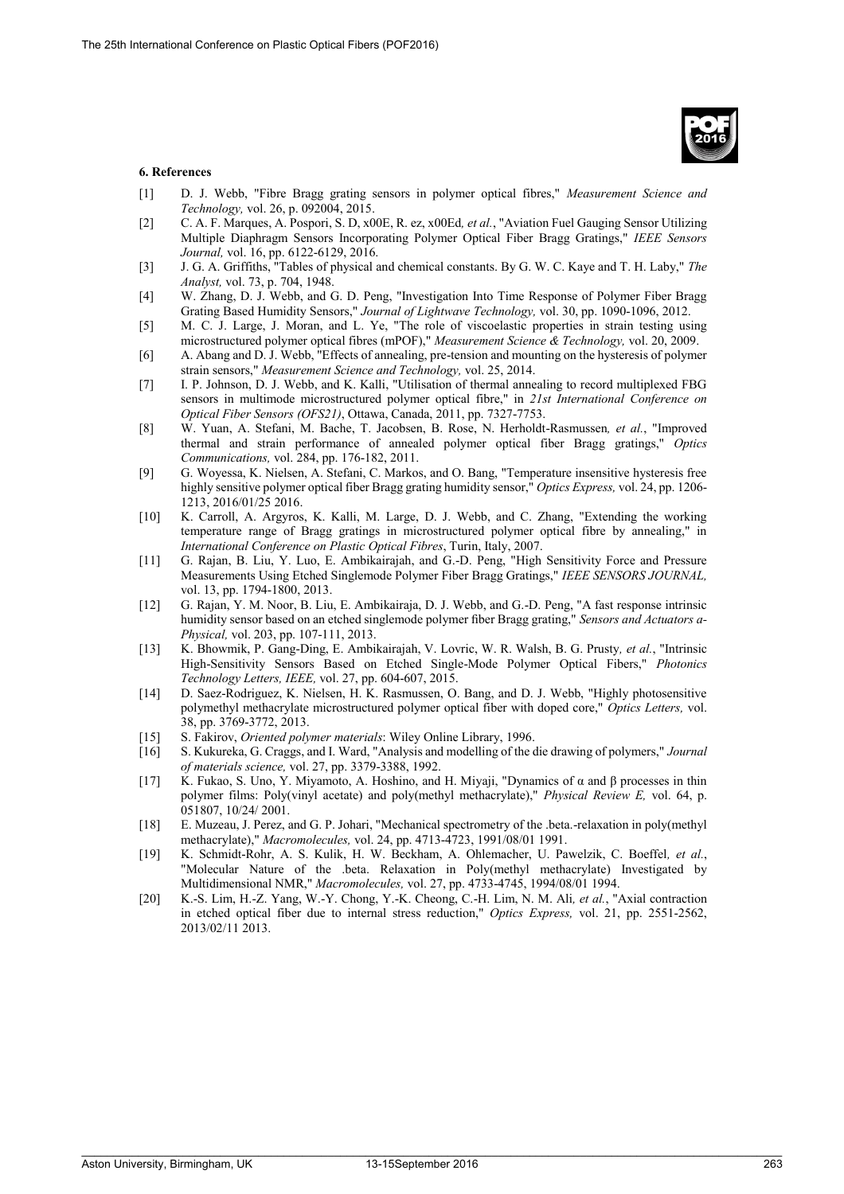### 6. References

[1] D. J. Webb, "Fibre Bragg grating sensors in polymer optical fibres," *Measurement Science and Technology,* vol. 26, p. 092004, 2015.

[2] C. A. F. Marques, A. Pospori, S. D, x00E, R. ez, x00Ed*, et al.*, "Aviation Fuel Gauging Sensor Utilizing Multiple Diaphragm Sensors Incorporating Polymer Optical Fiber Bragg Gratings," *IEEE Sensors Journal,* vol. 16, pp. 6122-6129, 2016.

[3] J. G. A. Griffiths, "Tables of physical and chemical constants. By G. W. C. Kaye and T. H. Laby," *The Analyst,* vol. 73, p. 704, 1948.

[4] W. Zhang, D. J. Webb, and G. D. Peng, "Investigation Into Time Response of Polymer Fiber Bragg Grating Based Humidity Sensors," *Journal of Lightwave Technology,* vol. 30, pp. 1090-1096, 2012.

[5] M. C. J. Large, J. Moran, and L. Ye, "The role of viscoelastic properties in strain testing using microstructured polymer optical fibres (mPOF)," *Measurement Science & Technology,* vol. 20, 2009.

[6] A. Abang and D. J. Webb, "Effects of annealing, pre-tension and mounting on the hysteresis of polymer strain sensors," *Measurement Science and Technology,* vol. 25, 2014.

[7] I. P. Johnson, D. J. Webb, and K. Kalli, "Utilisation of thermal annealing to record multiplexed FBG sensors in multimode microstructured polymer optical fibre," in *21st International Conference on Optical Fiber Sensors (OFS21)*, Ottawa, Canada, 2011, pp. 7327-7753.

[8] W. Yuan, A. Stefani, M. Bache, T. Jacobsen, B. Rose, N. Herholdt-Rasmussen*, et al.*, "Improved thermal and strain performance of annealed polymer optical fiber Bragg gratings," *Optics Communications,* vol. 284, pp. 176-182, 2011.

[9] G. Woyessa, K. Nielsen, A. Stefani, C. Markos, and O. Bang, "Temperature insensitive hysteresis free highly sensitive polymer optical fiber Bragg grating humidity sensor," *Optics Express,* vol. 24, pp. 1206-1213, 2016/01/25 2016.

[10] K. Carroll, A. Argyros, K. Kalli, M. Large, D. J. Webb, and C. Zhang, "Extending the working temperature range of Bragg gratings in microstructured polymer optical fibre by annealing," in *International Conference on Plastic Optical Fibres*, Turin, Italy, 2007.

[11] G. Rajan, B. Liu, Y. Luo, E. Ambikairajah, and G.-D. Peng, "High Sensitivity Force and Pressure Measurements Using Etched Singlemode Polymer Fiber Bragg Gratings," *IEEE SENSORS JOURNAL,* vol. 13, pp. 1794-1800, 2013.

[12] G. Rajan, Y. M. Noor, B. Liu, E. Ambikairaja, D. J. Webb, and G.-D. Peng, "A fast response intrinsic humidity sensor based on an etched singlemode polymer fiber Bragg grating," *Sensors and Actuators a-Physical,* vol. 203, pp. 107-111, 2013.

[13] K. Bhowmik, P. Gang-Ding, E. Ambikairajah, V. Lovric, W. R. Walsh, B. G. Prusty*, et al.*, "Intrinsic High-Sensitivity Sensors Based on Etched Single-Mode Polymer Optical Fibers," *Photonics Technology Letters, IEEE,* vol. 27, pp. 604-607, 2015.

[14] D. Saez-Rodriguez, K. Nielsen, H. K. Rasmussen, O. Bang, and D. J. Webb, "Highly photosensitive polymethyl methacrylate microstructured polymer optical fiber with doped core," *Optics Letters,* vol. 38, pp. 3769-3772, 2013.

[15] S. Fakirov, *Oriented polymer materials*: Wiley Online Library, 1996.

[16] S. Kukureka, G. Craggs, and I. Ward, "Analysis and modelling of the die drawing of polymers," *Journal of materials science,* vol. 27, pp. 3379-3388, 1992.

[17] K. Fukao, S. Uno, Y. Miyamoto, A. Hoshino, and H. Miyaji, "Dynamics of α and β processes in thin polymer films: Poly(vinyl acetate) and poly(methyl methacrylate)," *Physical Review E,* vol. 64, p. 051807, 10/24/ 2001.

[18] E. Muzeau, J. Perez, and G. P. Johari, "Mechanical spectrometry of the .beta.-relaxation in poly(methyl methacrylate)," *Macromolecules,* vol. 24, pp. 4713-4723, 1991/08/01 1991.

[19] K. Schmidt-Rohr, A. S. Kulik, H. W. Beckham, A. Ohlemacher, U. Pawelzik, C. Boeffel*, et al.*, "Molecular Nature of the .beta. Relaxation in Poly(methyl methacrylate) Investigated by Multidimensional NMR," *Macromolecules,* vol. 27, pp. 4733-4745, 1994/08/01 1994.

[20] K.-S. Lim, H.-Z. Yang, W.-Y. Chong, Y.-K. Cheong, C.-H. Lim, N. M. Ali*, et al.*, "Axial contraction in etched optical fiber due to internal stress reduction," *Optics Express,* vol. 21, pp. 2551-2562, 2013/02/11 2013.